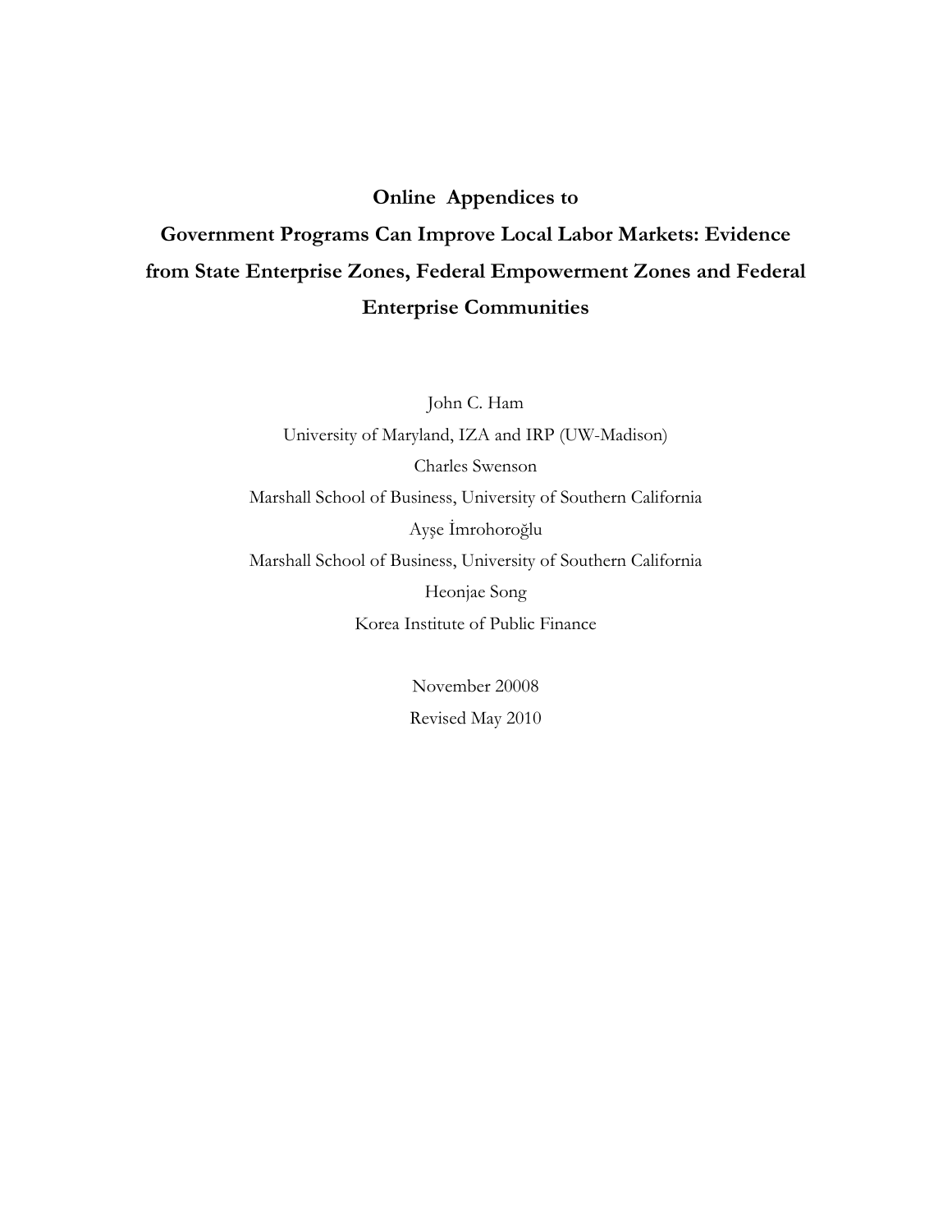# Online Appendices to
# Government Programs Can Improve Local Labor Markets: Evidence from State Enterprise Zones, Federal Empowerment Zones and Federal Enterprise Communities

John C. Ham

University of Maryland, IZA and IRP (UW-Madison)

Charles Swenson

Marshall School of Business, University of Southern California

Ayşe İmrohoroğlu

Marshall School of Business, University of Southern California

Heonjae Song

Korea Institute of Public Finance

November 20008

Revised May 2010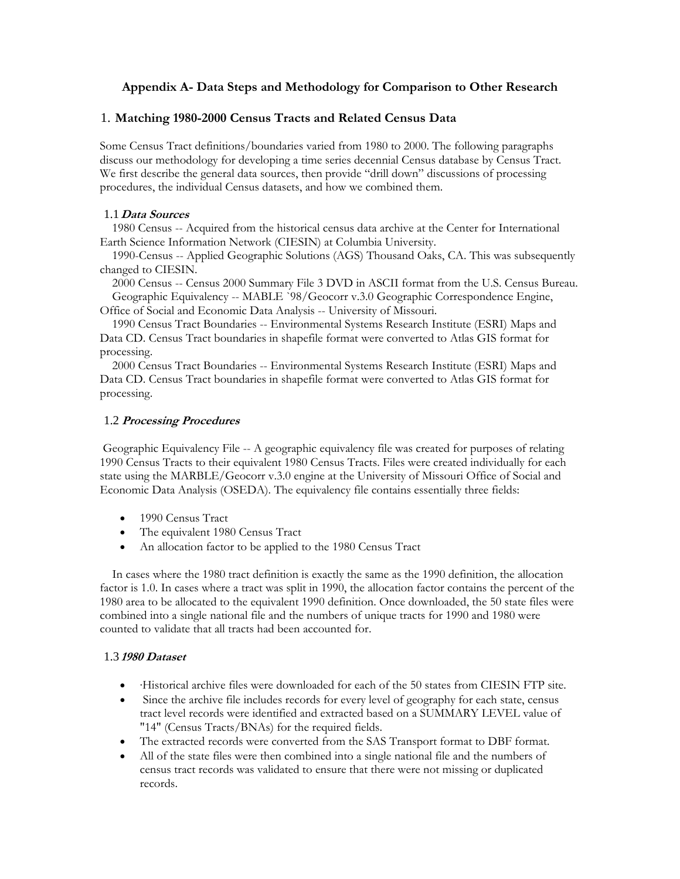## Appendix A- Data Steps and Methodology for Comparison to Other Research

### 1. Matching 1980-2000 Census Tracts and Related Census Data

Some Census Tract definitions/boundaries varied from 1980 to 2000. The following paragraphs discuss our methodology for developing a time series decennial Census database by Census Tract. We first describe the general data sources, then provide "drill down" discussions of processing procedures, the individual Census datasets, and how we combined them.

#### 1.1 *Data Sources*

1980 Census -- Acquired from the historical census data archive at the Center for International Earth Science Information Network (CIESIN) at Columbia University.

1990-Census -- Applied Geographic Solutions (AGS) Thousand Oaks, CA. This was subsequently changed to CIESIN.

2000 Census -- Census 2000 Summary File 3 DVD in ASCII format from the U.S. Census Bureau.

Geographic Equivalency -- MABLE `98/Geocorr v.3.0 Geographic Correspondence Engine, Office of Social and Economic Data Analysis -- University of Missouri.

1990 Census Tract Boundaries -- Environmental Systems Research Institute (ESRI) Maps and Data CD. Census Tract boundaries in shapefile format were converted to Atlas GIS format for processing.

2000 Census Tract Boundaries -- Environmental Systems Research Institute (ESRI) Maps and Data CD. Census Tract boundaries in shapefile format were converted to Atlas GIS format for processing.

#### 1.2 *Processing Procedures*

Geographic Equivalency File -- A geographic equivalency file was created for purposes of relating 1990 Census Tracts to their equivalent 1980 Census Tracts. Files were created individually for each state using the MARBLE/Geocorr v.3.0 engine at the University of Missouri Office of Social and Economic Data Analysis (OSEDA). The equivalency file contains essentially three fields:

- 1990 Census Tract
- The equivalent 1980 Census Tract
- An allocation factor to be applied to the 1980 Census Tract

In cases where the 1980 tract definition is exactly the same as the 1990 definition, the allocation factor is 1.0. In cases where a tract was split in 1990, the allocation factor contains the percent of the 1980 area to be allocated to the equivalent 1990 definition. Once downloaded, the 50 state files were combined into a single national file and the numbers of unique tracts for 1990 and 1980 were counted to validate that all tracts had been accounted for.

#### 1.3 *1980 Dataset*

- ·Historical archive files were downloaded for each of the 50 states from CIESIN FTP site.
- Since the archive file includes records for every level of geography for each state, census tract level records were identified and extracted based on a SUMMARY LEVEL value of "14" (Census Tracts/BNAs) for the required fields.
- The extracted records were converted from the SAS Transport format to DBF format.
- All of the state files were then combined into a single national file and the numbers of census tract records was validated to ensure that there were not missing or duplicated records.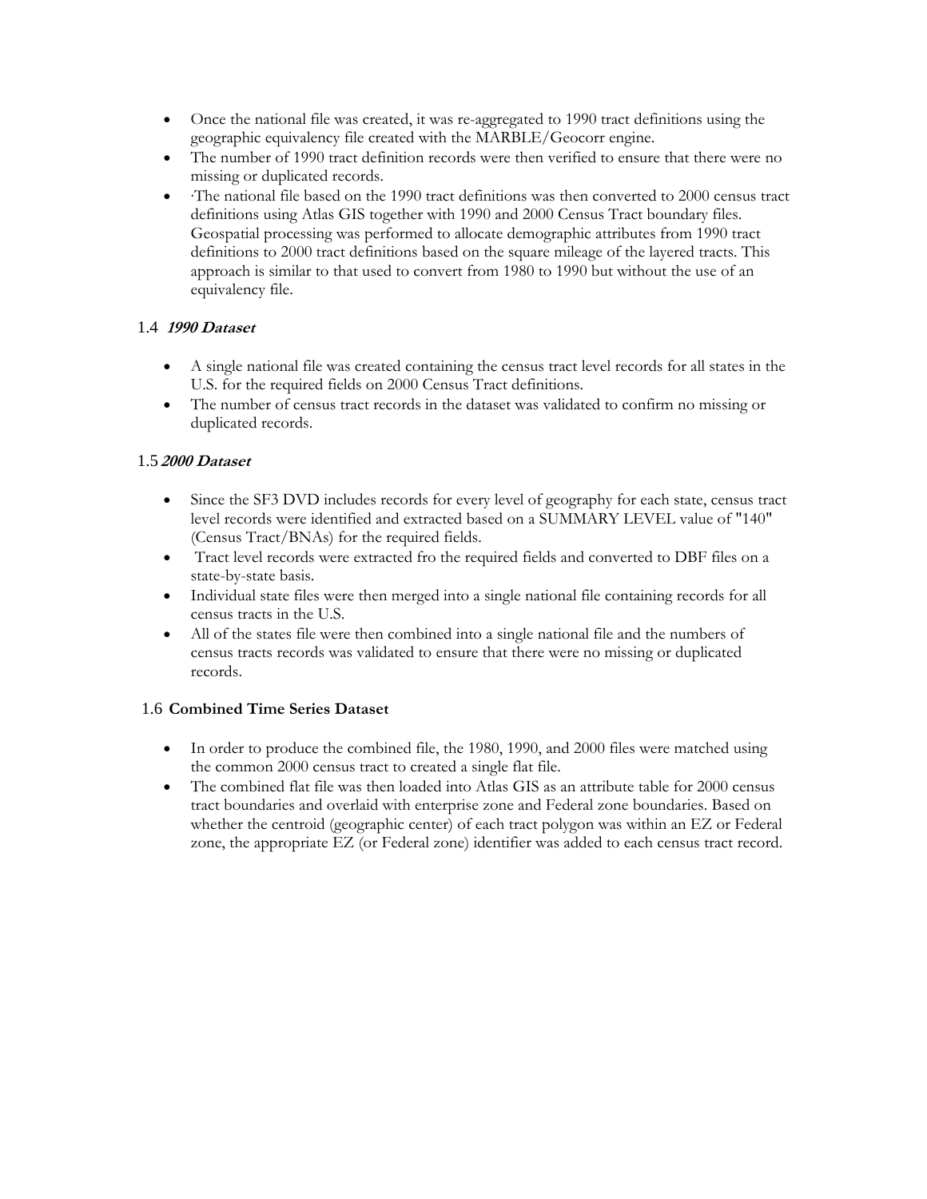- Once the national file was created, it was re-aggregated to 1990 tract definitions using the geographic equivalency file created with the MARBLE/Geocorr engine.
- The number of 1990 tract definition records were then verified to ensure that there were no missing or duplicated records.
- ·The national file based on the 1990 tract definitions was then converted to 2000 census tract definitions using Atlas GIS together with 1990 and 2000 Census Tract boundary files. Geospatial processing was performed to allocate demographic attributes from 1990 tract definitions to 2000 tract definitions based on the square mileage of the layered tracts. This approach is similar to that used to convert from 1980 to 1990 but without the use of an equivalency file.

### 1.4 ***1990 Dataset***

- A single national file was created containing the census tract level records for all states in the U.S. for the required fields on 2000 Census Tract definitions.
- The number of census tract records in the dataset was validated to confirm no missing or duplicated records.

### 1.5 ***2000 Dataset***

- Since the SF3 DVD includes records for every level of geography for each state, census tract level records were identified and extracted based on a SUMMARY LEVEL value of "140" (Census Tract/BNAs) for the required fields.
- Tract level records were extracted fro the required fields and converted to DBF files on a state-by-state basis.
- Individual state files were then merged into a single national file containing records for all census tracts in the U.S.
- All of the states file were then combined into a single national file and the numbers of census tracts records was validated to ensure that there were no missing or duplicated records.

### 1.6 **Combined Time Series Dataset**

- In order to produce the combined file, the 1980, 1990, and 2000 files were matched using the common 2000 census tract to created a single flat file.
- The combined flat file was then loaded into Atlas GIS as an attribute table for 2000 census tract boundaries and overlaid with enterprise zone and Federal zone boundaries. Based on whether the centroid (geographic center) of each tract polygon was within an EZ or Federal zone, the appropriate EZ (or Federal zone) identifier was added to each census tract record.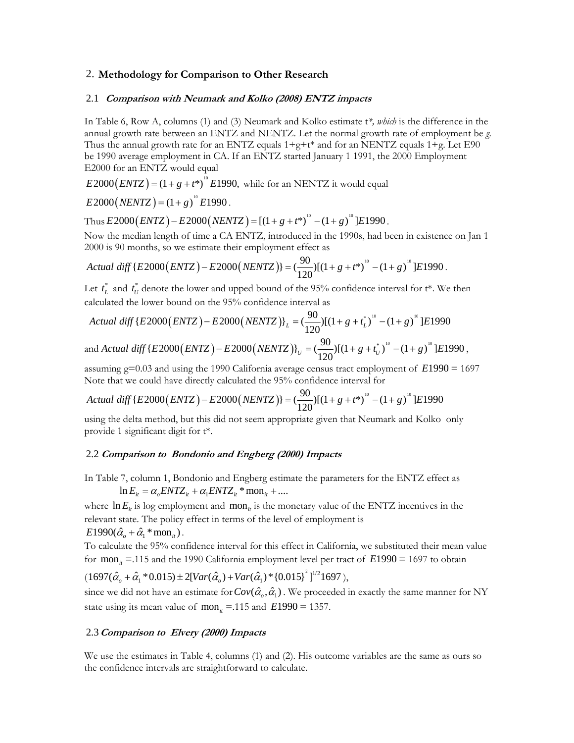## 2. Methodology for Comparison to Other Research

### 2.1 *Comparison with Neumark and Kolko (2008) ENTZ impacts*

In Table 6, Row A, columns (1) and (3) Neumark and Kolko estimate t\*, *which* is the difference in the annual growth rate between an ENTZ and NENTZ. Let the normal growth rate of employment be *g*. Thus the annual growth rate for an ENTZ equals 1+g+t\* and for an NENTZ equals 1+g. Let E90 be 1990 average employment in CA. If an ENTZ started January 1 1991, the 2000 Employment E2000 for an ENTZ would equal

$E2000(ENTZ) = (1+g+t^*)^{10} E1990,$ while for an NENTZ it would equal

$E2000(NENTZ) = (1+g)^{10} E1990$.

Thus $E2000(ENTZ) - E2000(NENTZ) = [(1+g+t^*)^{10} - (1+g)^{10}]E1990$.

Now the median length of time a CA ENTZ, introduced in the 1990s, had been in existence on Jan 1 2000 is 90 months, so we estimate their employment effect as

$$Actual\ diff\{E2000(ENTZ) - E2000(NENTZ)\} = (\frac{90}{120})[(1+g+t^*)^{10} - (1+g)^{10}]E1990.$$

Let $t_L^*$ and $t_U^*$ denote the lower and upped bound of the 95% confidence interval for t\*. We then calculated the lower bound on the 95% confidence interval as

$$Actual\ diff\{E2000(ENTZ) - E2000(NENTZ)\}_L = (\frac{90}{120})[(1+g+t_L^*)^{10} - (1+g)^{10}]E1990$$

and $Actual\ diff\{E2000(ENTZ) - E2000(NENTZ)\}_U = (\frac{90}{120})[(1+g+t_U^*)^{10} - (1+g)^{10}]E1990$,

assuming g=0.03 and using the 1990 California average census tract employment of $E1990 = 1697$ Note that we could have directly calculated the 95% confidence interval for

$$Actual\ diff\{E2000(ENTZ) - E2000(NENTZ)\} = (\frac{90}{120})[(1+g+t^*)^{10} - (1+g)^{10}]E1990$$

using the delta method, but this did not seem appropriate given that Neumark and Kolko only provide 1 significant digit for t\*.

### 2.2 *Comparison to Bondonio and Engberg (2000) Impacts*

In Table 7, column 1, Bondonio and Engberg estimate the parameters for the ENTZ effect as

$$\ln E_{it} = \alpha_o ENTZ_{it} + \alpha_1 ENTZ_{it} * \text{mon}_{it} + ....$$

where $\ln E_{it}$ is log employment and $\text{mon}_{it}$ is the monetary value of the ENTZ incentives in the relevant state. The policy effect in terms of the level of employment is

$E1990(\hat{\alpha}_o + \hat{\alpha}_1 * \text{mon}_{it})$.

To calculate the 95% confidence interval for this effect in California, we substituted their mean value for $\text{mon}_{it}$ =.115 and the 1990 California employment level per tract of $E1990 = 1697$ to obtain

$(1697(\hat{\alpha}_o + \hat{\alpha}_1 * 0.015) \pm 2[Var(\hat{\alpha}_o) + Var(\hat{\alpha}_1) * \{0.015\}^2]^{1/2} 1697)$,

since we did not have an estimate for $Cov(\hat{\alpha}_o, \hat{\alpha}_1)$. We proceeded in exactly the same manner for NY state using its mean value of $\text{mon}_{it}$ =.115 and $E1990 = 1357$.

### 2.3 *Comparison to Elvery (2000) Impacts*

We use the estimates in Table 4, columns (1) and (2). His outcome variables are the same as ours so the confidence intervals are straightforward to calculate.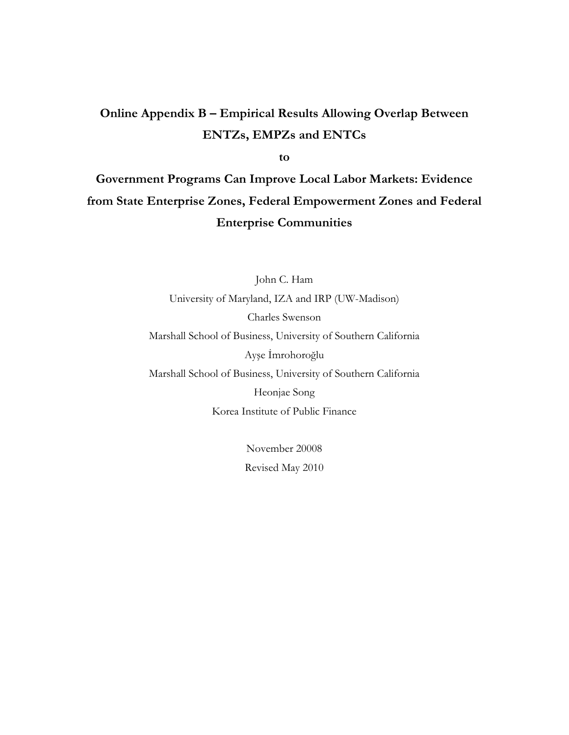**Online Appendix B – Empirical Results Allowing Overlap Between ENTZs, EMPZs and ENTCs**

**to**

**Government Programs Can Improve Local Labor Markets: Evidence from State Enterprise Zones, Federal Empowerment Zones and Federal Enterprise Communities**

John C. Ham
University of Maryland, IZA and IRP (UW-Madison)

Charles Swenson
Marshall School of Business, University of Southern California

Ayşe İmrohoroğlu
Marshall School of Business, University of Southern California

Heonjae Song
Korea Institute of Public Finance

November 20008

Revised May 2010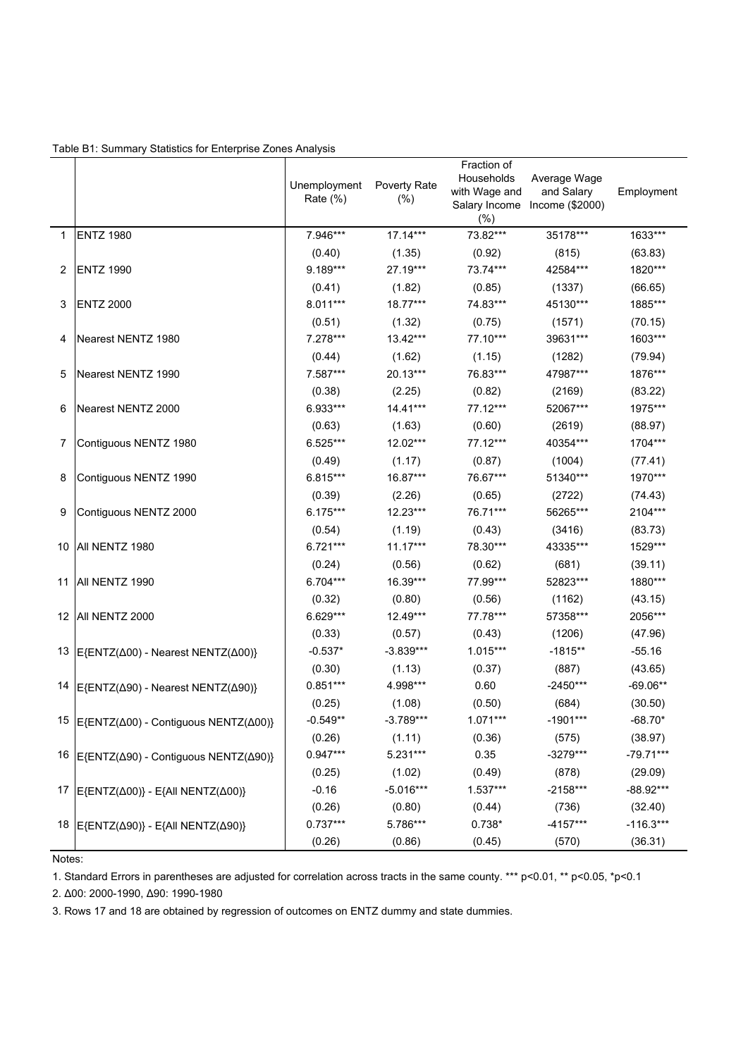Table B1: Summary Statistics for Enterprise Zones Analysis

| | | Unemployment Rate (%) | Poverty Rate (%) | Fraction of Households with Wage and Salary Income (%) | Average Wage and Salary Income ($2000) | Employment |
|---|---|---|---|---|---|---|
| 1 | ENTZ 1980 | 7.946*** | 17.14*** | 73.82*** | 35178*** | 1633*** |
| | | (0.40) | (1.35) | (0.92) | (815) | (63.83) |
| 2 | ENTZ 1990 | 9.189*** | 27.19*** | 73.74*** | 42584*** | 1820*** |
| | | (0.41) | (1.82) | (0.85) | (1337) | (66.65) |
| 3 | ENTZ 2000 | 8.011*** | 18.77*** | 74.83*** | 45130*** | 1885*** |
| | | (0.51) | (1.32) | (0.75) | (1571) | (70.15) |
| 4 | Nearest NENTZ 1980 | 7.278*** | 13.42*** | 77.10*** | 39631*** | 1603*** |
| | | (0.44) | (1.62) | (1.15) | (1282) | (79.94) |
| 5 | Nearest NENTZ 1990 | 7.587*** | 20.13*** | 76.83*** | 47987*** | 1876*** |
| | | (0.38) | (2.25) | (0.82) | (2169) | (83.22) |
| 6 | Nearest NENTZ 2000 | 6.933*** | 14.41*** | 77.12*** | 52067*** | 1975*** |
| | | (0.63) | (1.63) | (0.60) | (2619) | (88.97) |
| 7 | Contiguous NENTZ 1980 | 6.525*** | 12.02*** | 77.12*** | 40354*** | 1704*** |
| | | (0.49) | (1.17) | (0.87) | (1004) | (77.41) |
| 8 | Contiguous NENTZ 1990 | 6.815*** | 16.87*** | 76.67*** | 51340*** | 1970*** |
| | | (0.39) | (2.26) | (0.65) | (2722) | (74.43) |
| 9 | Contiguous NENTZ 2000 | 6.175*** | 12.23*** | 76.71*** | 56265*** | 2104*** |
| | | (0.54) | (1.19) | (0.43) | (3416) | (83.73) |
| 10 | All NENTZ 1980 | 6.721*** | 11.17*** | 78.30*** | 43335*** | 1529*** |
| | | (0.24) | (0.56) | (0.62) | (681) | (39.11) |
| 11 | All NENTZ 1990 | 6.704*** | 16.39*** | 77.99*** | 52823*** | 1880*** |
| | | (0.32) | (0.80) | (0.56) | (1162) | (43.15) |
| 12 | All NENTZ 2000 | 6.629*** | 12.49*** | 77.78*** | 57358*** | 2056*** |
| | | (0.33) | (0.57) | (0.43) | (1206) | (47.96) |
| 13 | E{ENTZ(Δ00) - Nearest NENTZ(Δ00)} | -0.537* | -3.839*** | 1.015*** | -1815** | -55.16 |
| | | (0.30) | (1.13) | (0.37) | (887) | (43.65) |
| 14 | E{ENTZ(Δ90) - Nearest NENTZ(Δ90)} | 0.851*** | 4.998*** | 0.60 | -2450*** | -69.06** |
| | | (0.25) | (1.08) | (0.50) | (684) | (30.50) |
| 15 | E{ENTZ(Δ00) - Contiguous NENTZ(Δ00)} | -0.549** | -3.789*** | 1.071*** | -1901*** | -68.70* |
| | | (0.26) | (1.11) | (0.36) | (575) | (38.97) |
| 16 | E{ENTZ(Δ90) - Contiguous NENTZ(Δ90)} | 0.947*** | 5.231*** | 0.35 | -3279*** | -79.71*** |
| | | (0.25) | (1.02) | (0.49) | (878) | (29.09) |
| 17 | E{ENTZ(Δ00)} - E{All NENTZ(Δ00)} | -0.16 | -5.016*** | 1.537*** | -2158*** | -88.92*** |
| | | (0.26) | (0.80) | (0.44) | (736) | (32.40) |
| 18 | E{ENTZ(Δ90)} - E{All NENTZ(Δ90)} | 0.737*** | 5.786*** | 0.738* | -4157*** | -116.3*** |
| | | (0.26) | (0.86) | (0.45) | (570) | (36.31) |

Notes:

1. Standard Errors in parentheses are adjusted for correlation across tracts in the same county. *** p<0.01, ** p<0.05, *p<0.1

2. Δ00: 2000-1990, Δ90: 1990-1980

3. Rows 17 and 18 are obtained by regression of outcomes on ENTZ dummy and state dummies.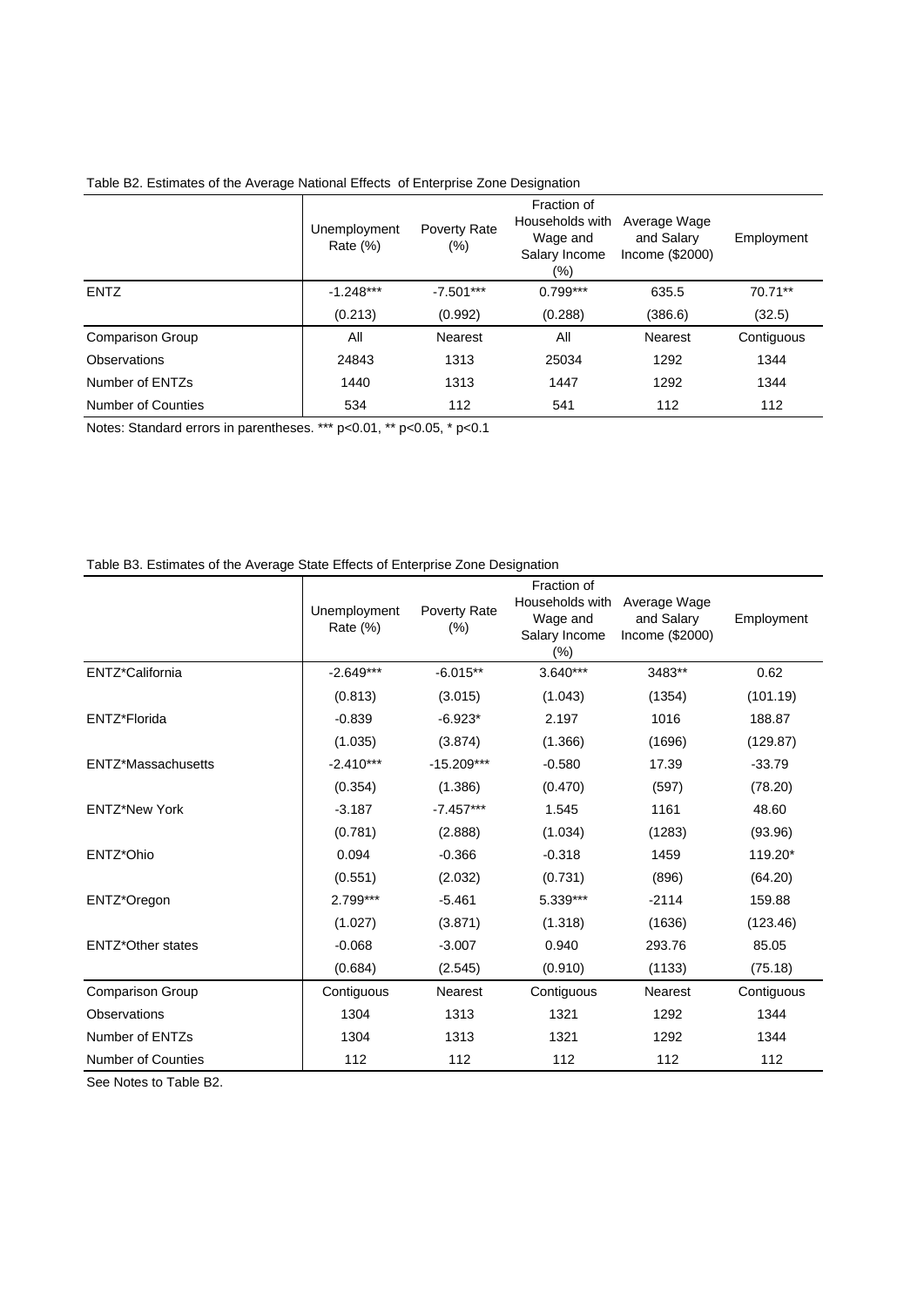Table B2. Estimates of the Average National Effects of Enterprise Zone Designation

| | Unemployment Rate (%) | Poverty Rate (%) | Fraction of Households with Wage and Salary Income (%) | Average Wage and Salary Income ($2000) | Employment |
|---|---|---|---|---|---|
| ENTZ | -1.248*** | -7.501*** | 0.799*** | 635.5 | 70.71** |
| | (0.213) | (0.992) | (0.288) | (386.6) | (32.5) |
| Comparison Group | All | Nearest | All | Nearest | Contiguous |
| Observations | 24843 | 1313 | 25034 | 1292 | 1344 |
| Number of ENTZs | 1440 | 1313 | 1447 | 1292 | 1344 |
| Number of Counties | 534 | 112 | 541 | 112 | 112 |

Notes: Standard errors in parentheses. *** p<0.01, ** p<0.05, * p<0.1

Table B3. Estimates of the Average State Effects of Enterprise Zone Designation

| | Unemployment Rate (%) | Poverty Rate (%) | Fraction of Households with Wage and Salary Income (%) | Average Wage and Salary Income ($2000) | Employment |
|---|---|---|---|---|---|
| ENTZ*California | -2.649*** | -6.015** | 3.640*** | 3483** | 0.62 |
| | (0.813) | (3.015) | (1.043) | (1354) | (101.19) |
| ENTZ*Florida | -0.839 | -6.923* | 2.197 | 1016 | 188.87 |
| | (1.035) | (3.874) | (1.366) | (1696) | (129.87) |
| ENTZ*Massachusetts | -2.410*** | -15.209*** | -0.580 | 17.39 | -33.79 |
| | (0.354) | (1.386) | (0.470) | (597) | (78.20) |
| ENTZ*New York | -3.187 | -7.457*** | 1.545 | 1161 | 48.60 |
| | (0.781) | (2.888) | (1.034) | (1283) | (93.96) |
| ENTZ*Ohio | 0.094 | -0.366 | -0.318 | 1459 | 119.20* |
| | (0.551) | (2.032) | (0.731) | (896) | (64.20) |
| ENTZ*Oregon | 2.799*** | -5.461 | 5.339*** | -2114 | 159.88 |
| | (1.027) | (3.871) | (1.318) | (1636) | (123.46) |
| ENTZ*Other states | -0.068 | -3.007 | 0.940 | 293.76 | 85.05 |
| | (0.684) | (2.545) | (0.910) | (1133) | (75.18) |
| Comparison Group | Contiguous | Nearest | Contiguous | Nearest | Contiguous |
| Observations | 1304 | 1313 | 1321 | 1292 | 1344 |
| Number of ENTZs | 1304 | 1313 | 1321 | 1292 | 1344 |
| Number of Counties | 112 | 112 | 112 | 112 | 112 |

See Notes to Table B2.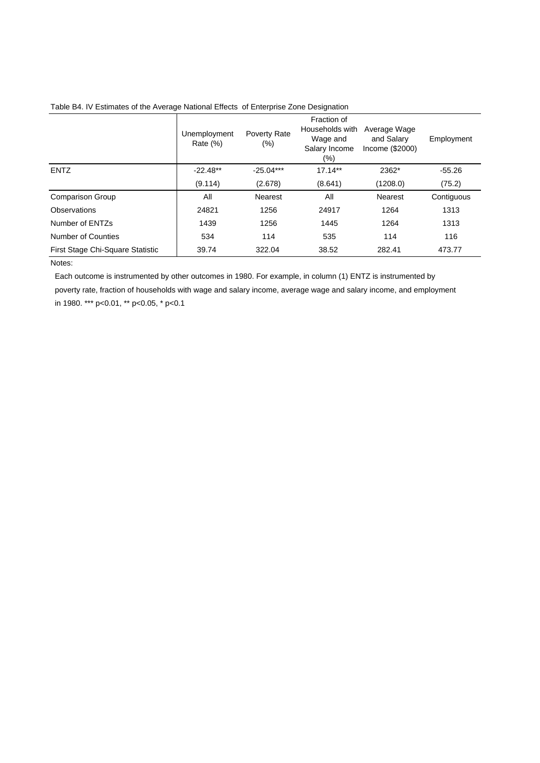Table B4. IV Estimates of the Average National Effects of Enterprise Zone Designation

| | Unemployment Rate (%) | Poverty Rate (%) | Fraction of Households with Wage and Salary Income (%) | Average Wage and Salary Income ($2000) | Employment |
|---|---|---|---|---|---|
| ENTZ | -22.48** | -25.04*** | 17.14** | 2362* | -55.26 |
| | (9.114) | (2.678) | (8.641) | (1208.0) | (75.2) |
| Comparison Group | All | Nearest | All | Nearest | Contiguous |
| Observations | 24821 | 1256 | 24917 | 1264 | 1313 |
| Number of ENTZs | 1439 | 1256 | 1445 | 1264 | 1313 |
| Number of Counties | 534 | 114 | 535 | 114 | 116 |
| First Stage Chi-Square Statistic | 39.74 | 322.04 | 38.52 | 282.41 | 473.77 |

Notes:

Each outcome is instrumented by other outcomes in 1980. For example, in column (1) ENTZ is instrumented by poverty rate, fraction of households with wage and salary income, average wage and salary income, and employment in 1980. *** p<0.01, ** p<0.05, * p<0.1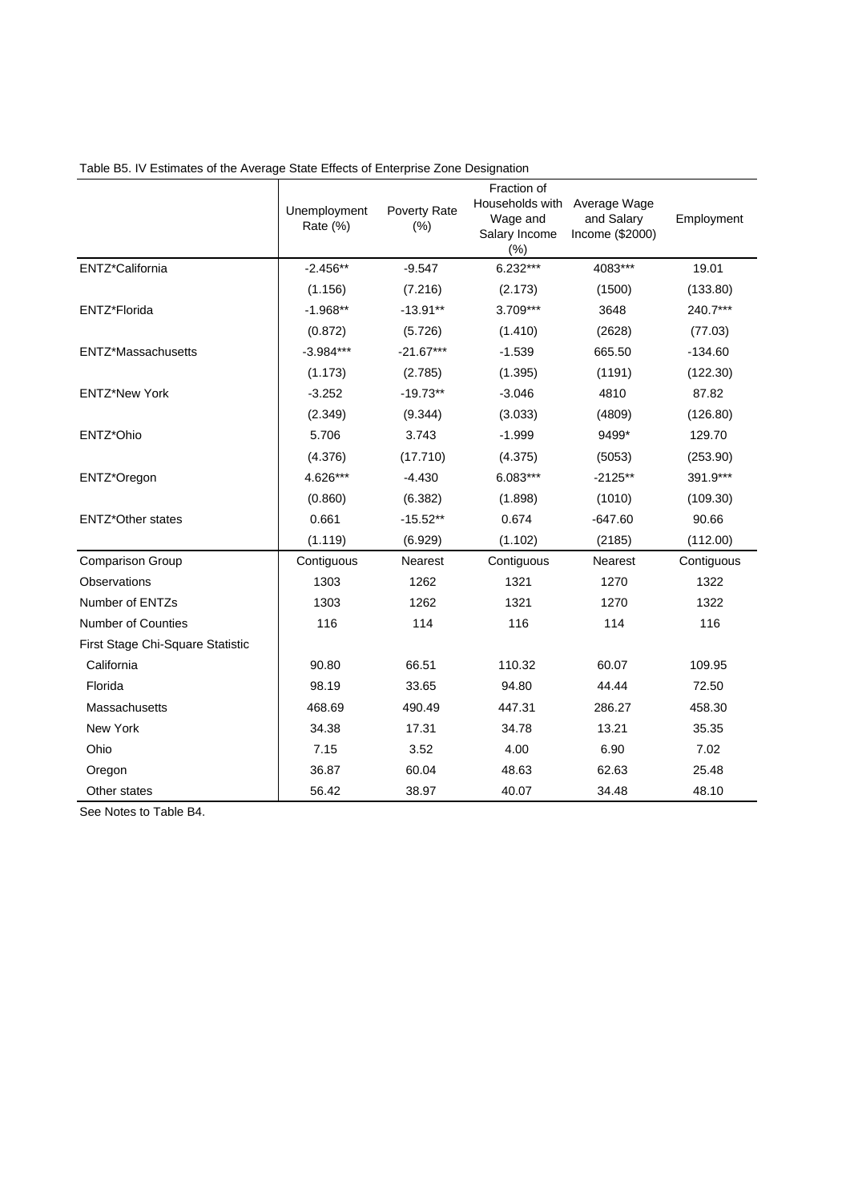Table B5. IV Estimates of the Average State Effects of Enterprise Zone Designation

| | Unemployment Rate (%) | Poverty Rate (%) | Fraction of Households with Wage and Salary Income (%) | Average Wage and Salary Income ($2000) | Employment |
|---|---|---|---|---|---|
| ENTZ*California | -2.456** | -9.547 | 6.232*** | 4083*** | 19.01 |
| | (1.156) | (7.216) | (2.173) | (1500) | (133.80) |
| ENTZ*Florida | -1.968** | -13.91** | 3.709*** | 3648 | 240.7*** |
| | (0.872) | (5.726) | (1.410) | (2628) | (77.03) |
| ENTZ*Massachusetts | -3.984*** | -21.67*** | -1.539 | 665.50 | -134.60 |
| | (1.173) | (2.785) | (1.395) | (1191) | (122.30) |
| ENTZ*New York | -3.252 | -19.73** | -3.046 | 4810 | 87.82 |
| | (2.349) | (9.344) | (3.033) | (4809) | (126.80) |
| ENTZ*Ohio | 5.706 | 3.743 | -1.999 | 9499* | 129.70 |
| | (4.376) | (17.710) | (4.375) | (5053) | (253.90) |
| ENTZ*Oregon | 4.626*** | -4.430 | 6.083*** | -2125** | 391.9*** |
| | (0.860) | (6.382) | (1.898) | (1010) | (109.30) |
| ENTZ*Other states | 0.661 | -15.52** | 0.674 | -647.60 | 90.66 |
| | (1.119) | (6.929) | (1.102) | (2185) | (112.00) |
| Comparison Group | Contiguous | Nearest | Contiguous | Nearest | Contiguous |
| Observations | 1303 | 1262 | 1321 | 1270 | 1322 |
| Number of ENTZs | 1303 | 1262 | 1321 | 1270 | 1322 |
| Number of Counties | 116 | 114 | 116 | 114 | 116 |
| First Stage Chi-Square Statistic | | | | | |
| California | 90.80 | 66.51 | 110.32 | 60.07 | 109.95 |
| Florida | 98.19 | 33.65 | 94.80 | 44.44 | 72.50 |
| Massachusetts | 468.69 | 490.49 | 447.31 | 286.27 | 458.30 |
| New York | 34.38 | 17.31 | 34.78 | 13.21 | 35.35 |
| Ohio | 7.15 | 3.52 | 4.00 | 6.90 | 7.02 |
| Oregon | 36.87 | 60.04 | 48.63 | 62.63 | 25.48 |
| Other states | 56.42 | 38.97 | 40.07 | 34.48 | 48.10 |

See Notes to Table B4.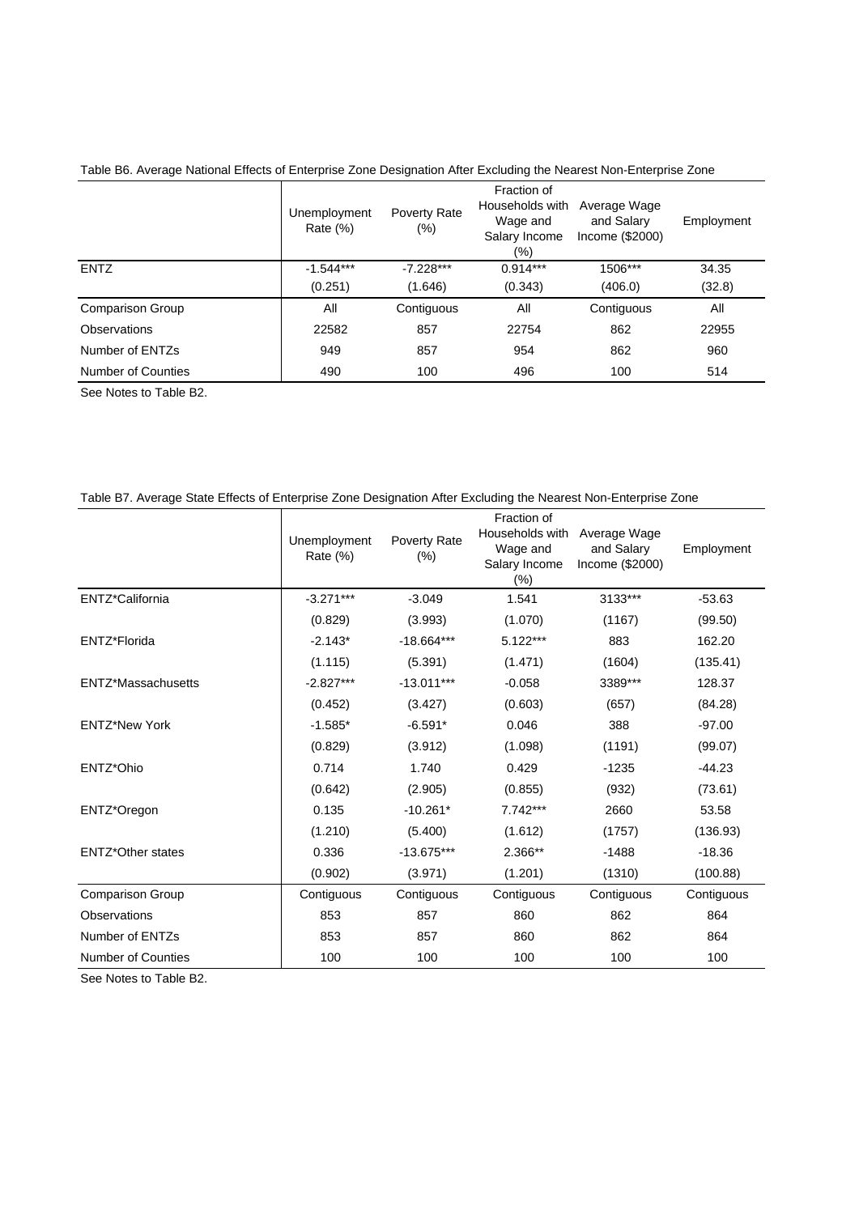Table B6. Average National Effects of Enterprise Zone Designation After Excluding the Nearest Non-Enterprise Zone

| | Unemployment Rate (%) | Poverty Rate (%) | Fraction of Households with Wage and Salary Income (%) | Average Wage and Salary Income ($2000) | Employment |
|---|---|---|---|---|---|
| ENTZ | -1.544*** | -7.228*** | 0.914*** | 1506*** | 34.35 |
| | (0.251) | (1.646) | (0.343) | (406.0) | (32.8) |
| Comparison Group | All | Contiguous | All | Contiguous | All |
| Observations | 22582 | 857 | 22754 | 862 | 22955 |
| Number of ENTZs | 949 | 857 | 954 | 862 | 960 |
| Number of Counties | 490 | 100 | 496 | 100 | 514 |

See Notes to Table B2.

Table B7. Average State Effects of Enterprise Zone Designation After Excluding the Nearest Non-Enterprise Zone

| | Unemployment Rate (%) | Poverty Rate (%) | Fraction of Households with Wage and Salary Income (%) | Average Wage and Salary Income ($2000) | Employment |
|---|---|---|---|---|---|
| ENTZ*California | -3.271*** | -3.049 | 1.541 | 3133*** | -53.63 |
| | (0.829) | (3.993) | (1.070) | (1167) | (99.50) |
| ENTZ*Florida | -2.143* | -18.664*** | 5.122*** | 883 | 162.20 |
| | (1.115) | (5.391) | (1.471) | (1604) | (135.41) |
| ENTZ*Massachusetts | -2.827*** | -13.011*** | -0.058 | 3389*** | 128.37 |
| | (0.452) | (3.427) | (0.603) | (657) | (84.28) |
| ENTZ*New York | -1.585* | -6.591* | 0.046 | 388 | -97.00 |
| | (0.829) | (3.912) | (1.098) | (1191) | (99.07) |
| ENTZ*Ohio | 0.714 | 1.740 | 0.429 | -1235 | -44.23 |
| | (0.642) | (2.905) | (0.855) | (932) | (73.61) |
| ENTZ*Oregon | 0.135 | -10.261* | 7.742*** | 2660 | 53.58 |
| | (1.210) | (5.400) | (1.612) | (1757) | (136.93) |
| ENTZ*Other states | 0.336 | -13.675*** | 2.366** | -1488 | -18.36 |
| | (0.902) | (3.971) | (1.201) | (1310) | (100.88) |
| Comparison Group | Contiguous | Contiguous | Contiguous | Contiguous | Contiguous |
| Observations | 853 | 857 | 860 | 862 | 864 |
| Number of ENTZs | 853 | 857 | 860 | 862 | 864 |
| Number of Counties | 100 | 100 | 100 | 100 | 100 |

See Notes to Table B2.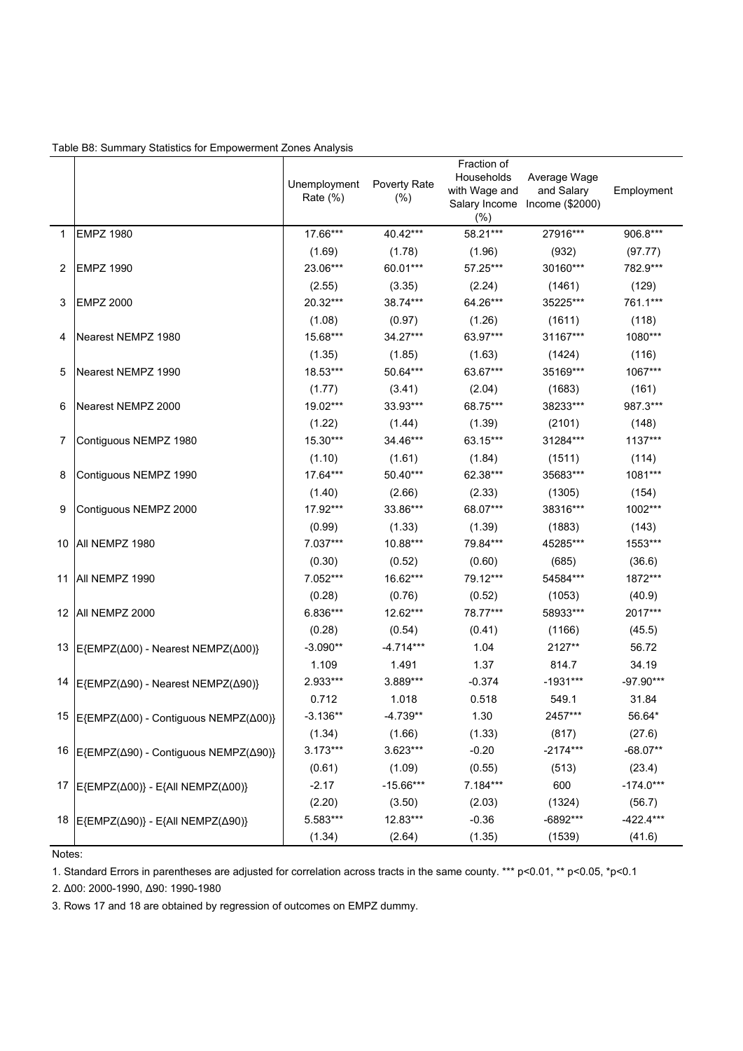Table B8: Summary Statistics for Empowerment Zones Analysis

| | | Unemployment Rate (%) | Poverty Rate (%) | Fraction of Households with Wage and Salary Income (%) | Average Wage and Salary Income ($2000) | Employment |
|---|---|---|---|---|---|---|
| 1 | EMPZ 1980 | 17.66*** | 40.42*** | 58.21*** | 27916*** | 906.8*** |
| | | (1.69) | (1.78) | (1.96) | (932) | (97.77) |
| 2 | EMPZ 1990 | 23.06*** | 60.01*** | 57.25*** | 30160*** | 782.9*** |
| | | (2.55) | (3.35) | (2.24) | (1461) | (129) |
| 3 | EMPZ 2000 | 20.32*** | 38.74*** | 64.26*** | 35225*** | 761.1*** |
| | | (1.08) | (0.97) | (1.26) | (1611) | (118) |
| 4 | Nearest NEMPZ 1980 | 15.68*** | 34.27*** | 63.97*** | 31167*** | 1080*** |
| | | (1.35) | (1.85) | (1.63) | (1424) | (116) |
| 5 | Nearest NEMPZ 1990 | 18.53*** | 50.64*** | 63.67*** | 35169*** | 1067*** |
| | | (1.77) | (3.41) | (2.04) | (1683) | (161) |
| 6 | Nearest NEMPZ 2000 | 19.02*** | 33.93*** | 68.75*** | 38233*** | 987.3*** |
| | | (1.22) | (1.44) | (1.39) | (2101) | (148) |
| 7 | Contiguous NEMPZ 1980 | 15.30*** | 34.46*** | 63.15*** | 31284*** | 1137*** |
| | | (1.10) | (1.61) | (1.84) | (1511) | (114) |
| 8 | Contiguous NEMPZ 1990 | 17.64*** | 50.40*** | 62.38*** | 35683*** | 1081*** |
| | | (1.40) | (2.66) | (2.33) | (1305) | (154) |
| 9 | Contiguous NEMPZ 2000 | 17.92*** | 33.86*** | 68.07*** | 38316*** | 1002*** |
| | | (0.99) | (1.33) | (1.39) | (1883) | (143) |
| 10 | All NEMPZ 1980 | 7.037*** | 10.88*** | 79.84*** | 45285*** | 1553*** |
| | | (0.30) | (0.52) | (0.60) | (685) | (36.6) |
| 11 | All NEMPZ 1990 | 7.052*** | 16.62*** | 79.12*** | 54584*** | 1872*** |
| | | (0.28) | (0.76) | (0.52) | (1053) | (40.9) |
| 12 | All NEMPZ 2000 | 6.836*** | 12.62*** | 78.77*** | 58933*** | 2017*** |
| | | (0.28) | (0.54) | (0.41) | (1166) | (45.5) |
| 13 | E{EMPZ(Δ00) - Nearest NEMPZ(Δ00)} | -3.090** | -4.714*** | 1.04 | 2127** | 56.72 |
| | | 1.109 | 1.491 | 1.37 | 814.7 | 34.19 |
| 14 | E{EMPZ(Δ90) - Nearest NEMPZ(Δ90)} | 2.933*** | 3.889*** | -0.374 | -1931*** | -97.90*** |
| | | 0.712 | 1.018 | 0.518 | 549.1 | 31.84 |
| 15 | E{EMPZ(Δ00) - Contiguous NEMPZ(Δ00)} | -3.136** | -4.739** | 1.30 | 2457*** | 56.64* |
| | | (1.34) | (1.66) | (1.33) | (817) | (27.6) |
| 16 | E{EMPZ(Δ90) - Contiguous NEMPZ(Δ90)} | 3.173*** | 3.623*** | -0.20 | -2174*** | -68.07** |
| | | (0.61) | (1.09) | (0.55) | (513) | (23.4) |
| 17 | E{EMPZ(Δ00)} - E{All NEMPZ(Δ00)} | -2.17 | -15.66*** | 7.184*** | 600 | -174.0*** |
| | | (2.20) | (3.50) | (2.03) | (1324) | (56.7) |
| 18 | E{EMPZ(Δ90)} - E{All NEMPZ(Δ90)} | 5.583*** | 12.83*** | -0.36 | -6892*** | -422.4*** |
| | | (1.34) | (2.64) | (1.35) | (1539) | (41.6) |

Notes:

1. Standard Errors in parentheses are adjusted for correlation across tracts in the same county. *** p<0.01, ** p<0.05, *p<0.1

2. Δ00: 2000-1990, Δ90: 1990-1980

3. Rows 17 and 18 are obtained by regression of outcomes on EMPZ dummy.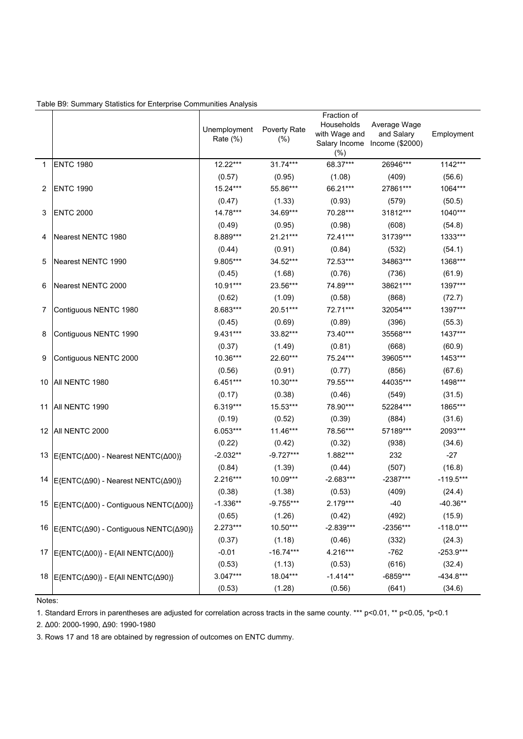Table B9: Summary Statistics for Enterprise Communities Analysis

| | | Unemployment Rate (%) | Poverty Rate (%) | Fraction of Households with Wage and Salary Income (%) | Average Wage and Salary Income ($2000) | Employment |
|---|---|---|---|---|---|---|
| 1 | ENTC 1980 | 12.22*** | 31.74*** | 68.37*** | 26946*** | 1142*** |
| | | (0.57) | (0.95) | (1.08) | (409) | (56.6) |
| 2 | ENTC 1990 | 15.24*** | 55.86*** | 66.21*** | 27861*** | 1064*** |
| | | (0.47) | (1.33) | (0.93) | (579) | (50.5) |
| 3 | ENTC 2000 | 14.78*** | 34.69*** | 70.28*** | 31812*** | 1040*** |
| | | (0.49) | (0.95) | (0.98) | (608) | (54.8) |
| 4 | Nearest NENTC 1980 | 8.889*** | 21.21*** | 72.41*** | 31739*** | 1333*** |
| | | (0.44) | (0.91) | (0.84) | (532) | (54.1) |
| 5 | Nearest NENTC 1990 | 9.805*** | 34.52*** | 72.53*** | 34863*** | 1368*** |
| | | (0.45) | (1.68) | (0.76) | (736) | (61.9) |
| 6 | Nearest NENTC 2000 | 10.91*** | 23.56*** | 74.89*** | 38621*** | 1397*** |
| | | (0.62) | (1.09) | (0.58) | (868) | (72.7) |
| 7 | Contiguous NENTC 1980 | 8.683*** | 20.51*** | 72.71*** | 32054*** | 1397*** |
| | | (0.45) | (0.69) | (0.89) | (396) | (55.3) |
| 8 | Contiguous NENTC 1990 | 9.431*** | 33.82*** | 73.40*** | 35568*** | 1437*** |
| | | (0.37) | (1.49) | (0.81) | (668) | (60.9) |
| 9 | Contiguous NENTC 2000 | 10.36*** | 22.60*** | 75.24*** | 39605*** | 1453*** |
| | | (0.56) | (0.91) | (0.77) | (856) | (67.6) |
| 10 | All NENTC 1980 | 6.451*** | 10.30*** | 79.55*** | 44035*** | 1498*** |
| | | (0.17) | (0.38) | (0.46) | (549) | (31.5) |
| 11 | All NENTC 1990 | 6.319*** | 15.53*** | 78.90*** | 52284*** | 1865*** |
| | | (0.19) | (0.52) | (0.39) | (884) | (31.6) |
| 12 | All NENTC 2000 | 6.053*** | 11.46*** | 78.56*** | 57189*** | 2093*** |
| | | (0.22) | (0.42) | (0.32) | (938) | (34.6) |
| 13 | E{ENTC(Δ00) - Nearest NENTC(Δ00)} | -2.032** | -9.727*** | 1.882*** | 232 | -27 |
| | | (0.84) | (1.39) | (0.44) | (507) | (16.8) |
| 14 | E{ENTC(Δ90) - Nearest NENTC(Δ90)} | 2.216*** | 10.09*** | -2.683*** | -2387*** | -119.5*** |
| | | (0.38) | (1.38) | (0.53) | (409) | (24.4) |
| 15 | E{ENTC(Δ00) - Contiguous NENTC(Δ00)} | -1.336** | -9.755*** | 2.179*** | -40 | -40.36** |
| | | (0.65) | (1.26) | (0.42) | (492) | (15.9) |
| 16 | E{ENTC(Δ90) - Contiguous NENTC(Δ90)} | 2.273*** | 10.50*** | -2.839*** | -2356*** | -118.0*** |
| | | (0.37) | (1.18) | (0.46) | (332) | (24.3) |
| 17 | E{ENTC(Δ00)} - E{All NENTC(Δ00)} | -0.01 | -16.74*** | 4.216*** | -762 | -253.9*** |
| | | (0.53) | (1.13) | (0.53) | (616) | (32.4) |
| 18 | E{ENTC(Δ90)} - E{All NENTC(Δ90)} | 3.047*** | 18.04*** | -1.414** | -6859*** | -434.8*** |
| | | (0.53) | (1.28) | (0.56) | (641) | (34.6) |

Notes:

1. Standard Errors in parentheses are adjusted for correlation across tracts in the same county. *** p<0.01, ** p<0.05, *p<0.1

2. Δ00: 2000-1990, Δ90: 1990-1980

3. Rows 17 and 18 are obtained by regression of outcomes on ENTC dummy.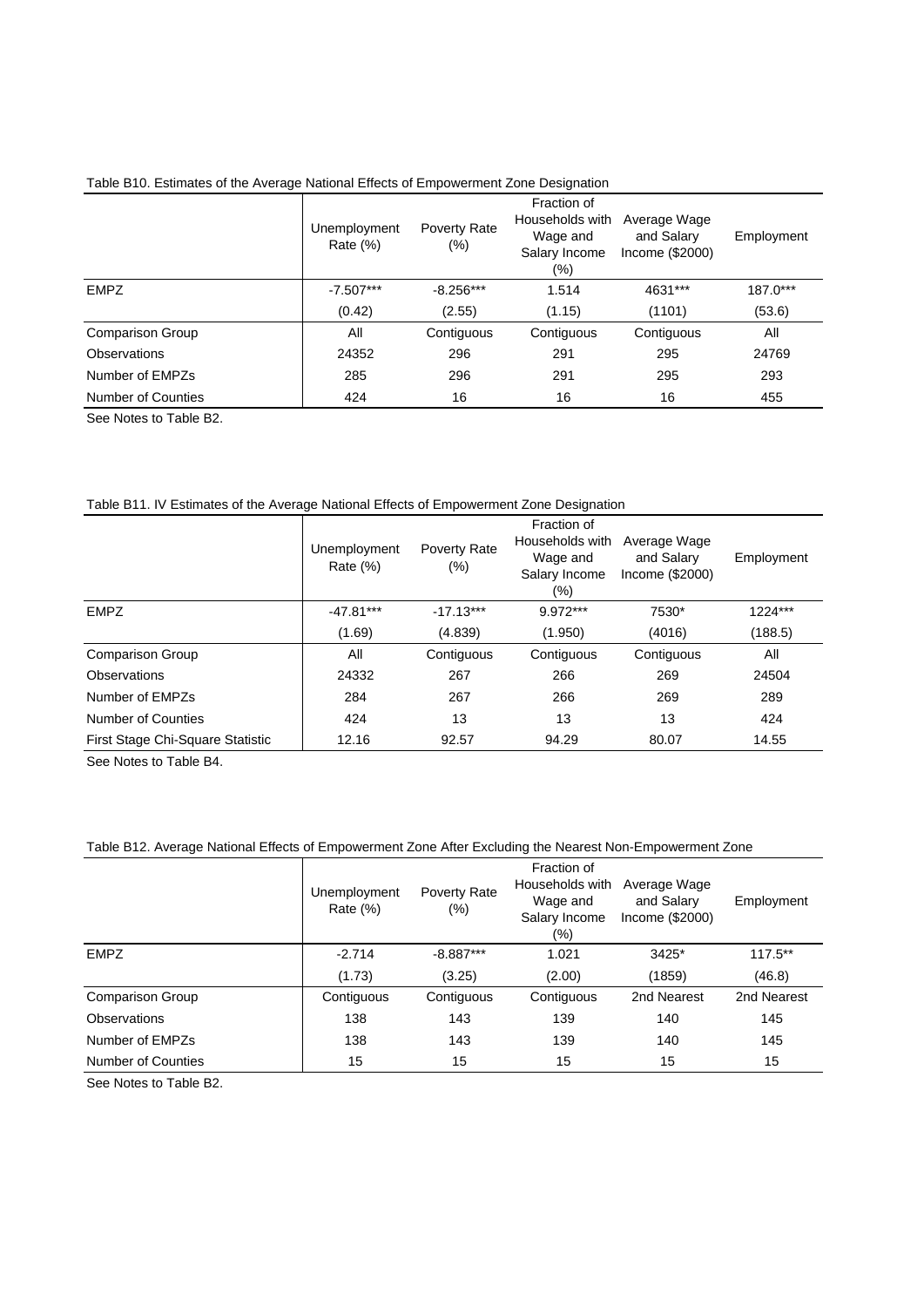Table B10. Estimates of the Average National Effects of Empowerment Zone Designation

| | Unemployment Rate (%) | Poverty Rate (%) | Fraction of Households with Wage and Salary Income (%) | Average Wage and Salary Income ($2000) | Employment |
|---|---|---|---|---|---|
| EMPZ | -7.507*** | -8.256*** | 1.514 | 4631*** | 187.0*** |
| | (0.42) | (2.55) | (1.15) | (1101) | (53.6) |
| Comparison Group | All | Contiguous | Contiguous | Contiguous | All |
| Observations | 24352 | 296 | 291 | 295 | 24769 |
| Number of EMPZs | 285 | 296 | 291 | 295 | 293 |
| Number of Counties | 424 | 16 | 16 | 16 | 455 |

See Notes to Table B2.

Table B11. IV Estimates of the Average National Effects of Empowerment Zone Designation

| | Unemployment Rate (%) | Poverty Rate (%) | Fraction of Households with Wage and Salary Income (%) | Average Wage and Salary Income ($2000) | Employment |
|---|---|---|---|---|---|
| EMPZ | -47.81*** | -17.13*** | 9.972*** | 7530* | 1224*** |
| | (1.69) | (4.839) | (1.950) | (4016) | (188.5) |
| Comparison Group | All | Contiguous | Contiguous | Contiguous | All |
| Observations | 24332 | 267 | 266 | 269 | 24504 |
| Number of EMPZs | 284 | 267 | 266 | 269 | 289 |
| Number of Counties | 424 | 13 | 13 | 13 | 424 |
| First Stage Chi-Square Statistic | 12.16 | 92.57 | 94.29 | 80.07 | 14.55 |

See Notes to Table B4.

Table B12. Average National Effects of Empowerment Zone After Excluding the Nearest Non-Empowerment Zone

| | Unemployment Rate (%) | Poverty Rate (%) | Fraction of Households with Wage and Salary Income (%) | Average Wage and Salary Income ($2000) | Employment |
|---|---|---|---|---|---|
| EMPZ | -2.714 | -8.887*** | 1.021 | 3425* | 117.5** |
| | (1.73) | (3.25) | (2.00) | (1859) | (46.8) |
| Comparison Group | Contiguous | Contiguous | Contiguous | 2nd Nearest | 2nd Nearest |
| Observations | 138 | 143 | 139 | 140 | 145 |
| Number of EMPZs | 138 | 143 | 139 | 140 | 145 |
| Number of Counties | 15 | 15 | 15 | 15 | 15 |

See Notes to Table B2.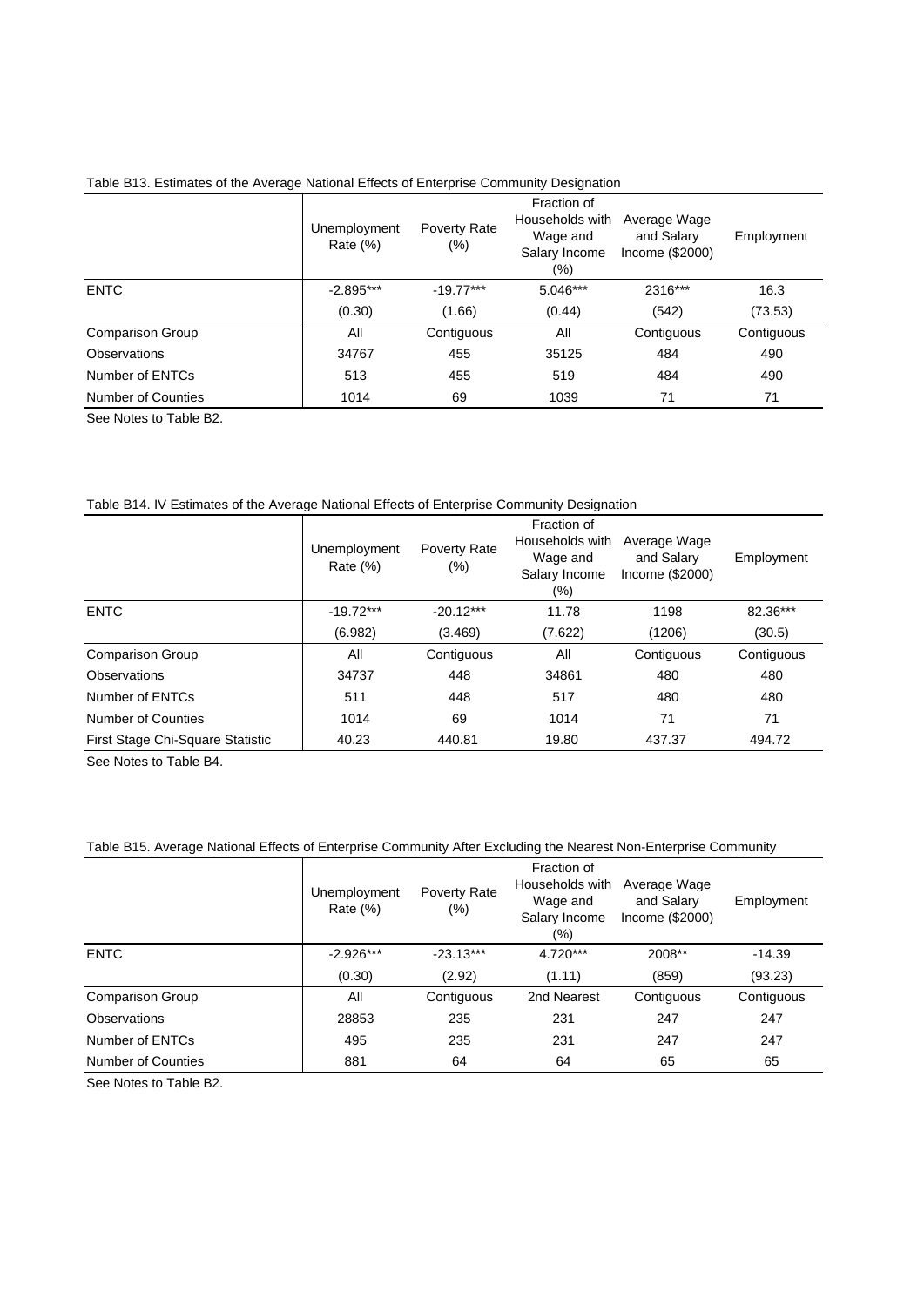Table B13. Estimates of the Average National Effects of Enterprise Community Designation

| | Unemployment Rate (%) | Poverty Rate (%) | Fraction of Households with Wage and Salary Income (%) | Average Wage and Salary Income ($2000) | Employment |
|---|---|---|---|---|---|
| ENTC | -2.895*** | -19.77*** | 5.046*** | 2316*** | 16.3 |
| | (0.30) | (1.66) | (0.44) | (542) | (73.53) |
| Comparison Group | All | Contiguous | All | Contiguous | Contiguous |
| Observations | 34767 | 455 | 35125 | 484 | 490 |
| Number of ENTCs | 513 | 455 | 519 | 484 | 490 |
| Number of Counties | 1014 | 69 | 1039 | 71 | 71 |

See Notes to Table B2.

Table B14. IV Estimates of the Average National Effects of Enterprise Community Designation

| | Unemployment Rate (%) | Poverty Rate (%) | Fraction of Households with Wage and Salary Income (%) | Average Wage and Salary Income ($2000) | Employment |
|---|---|---|---|---|---|
| ENTC | -19.72*** | -20.12*** | 11.78 | 1198 | 82.36*** |
| | (6.982) | (3.469) | (7.622) | (1206) | (30.5) |
| Comparison Group | All | Contiguous | All | Contiguous | Contiguous |
| Observations | 34737 | 448 | 34861 | 480 | 480 |
| Number of ENTCs | 511 | 448 | 517 | 480 | 480 |
| Number of Counties | 1014 | 69 | 1014 | 71 | 71 |
| First Stage Chi-Square Statistic | 40.23 | 440.81 | 19.80 | 437.37 | 494.72 |

See Notes to Table B4.

Table B15. Average National Effects of Enterprise Community After Excluding the Nearest Non-Enterprise Community

| | Unemployment Rate (%) | Poverty Rate (%) | Fraction of Households with Wage and Salary Income (%) | Average Wage and Salary Income ($2000) | Employment |
|---|---|---|---|---|---|
| ENTC | -2.926*** | -23.13*** | 4.720*** | 2008** | -14.39 |
| | (0.30) | (2.92) | (1.11) | (859) | (93.23) |
| Comparison Group | All | Contiguous | 2nd Nearest | Contiguous | Contiguous |
| Observations | 28853 | 235 | 231 | 247 | 247 |
| Number of ENTCs | 495 | 235 | 231 | 247 | 247 |
| Number of Counties | 881 | 64 | 64 | 65 | 65 |

See Notes to Table B2.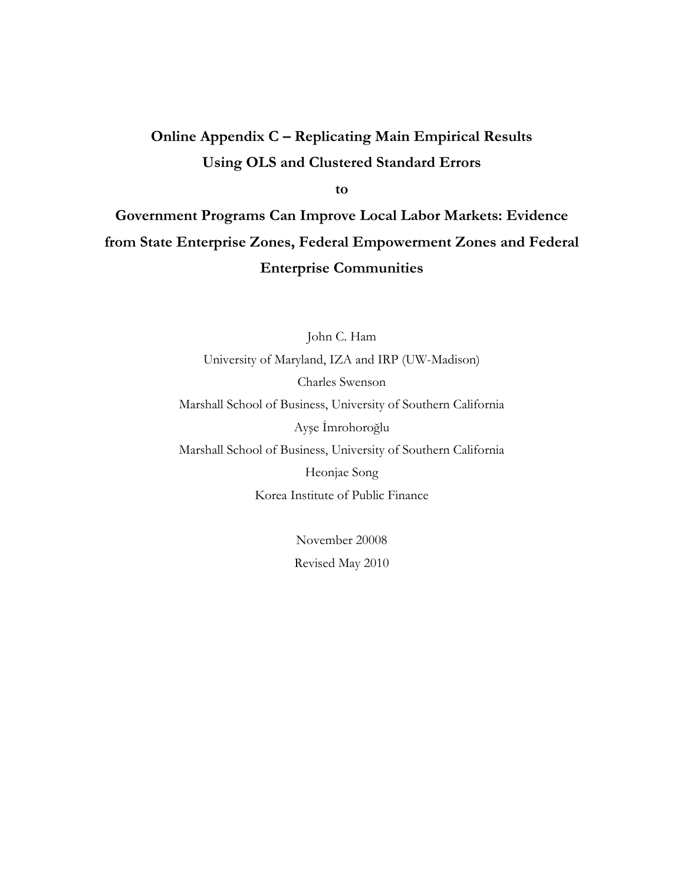# Online Appendix C – Replicating Main Empirical Results Using OLS and Clustered Standard Errors

**to**

# Government Programs Can Improve Local Labor Markets: Evidence from State Enterprise Zones, Federal Empowerment Zones and Federal Enterprise Communities

John C. Ham

University of Maryland, IZA and IRP (UW-Madison)

Charles Swenson

Marshall School of Business, University of Southern California

Ayşe İmrohoroğlu

Marshall School of Business, University of Southern California

Heonjae Song

Korea Institute of Public Finance

November 20008

Revised May 2010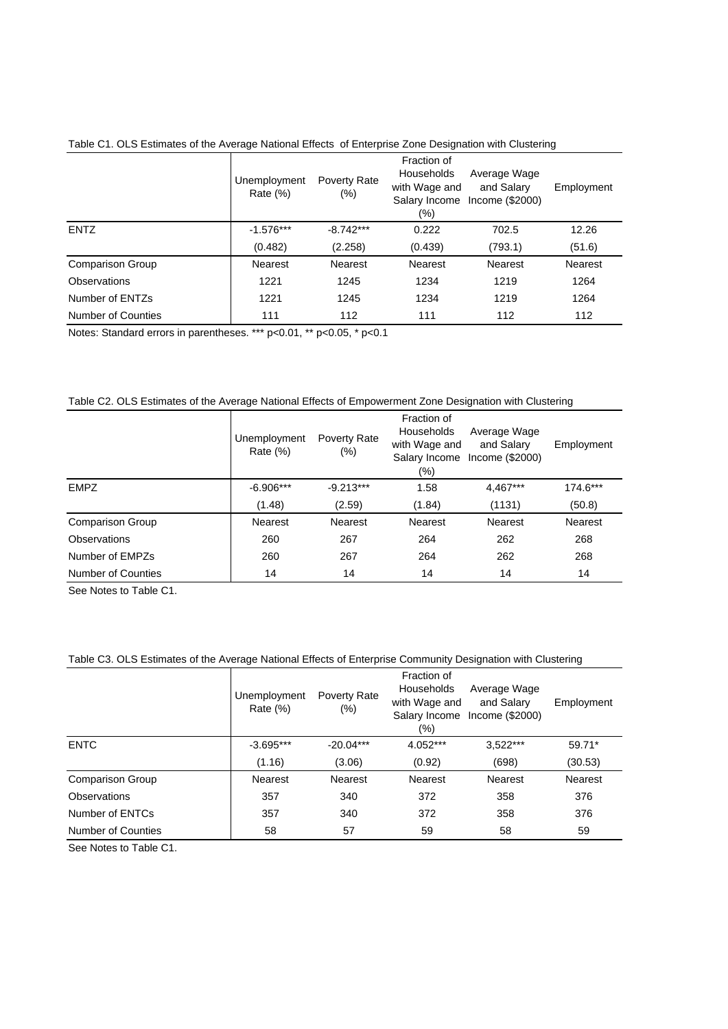Table C1. OLS Estimates of the Average National Effects of Enterprise Zone Designation with Clustering

| | Unemployment Rate (%) | Poverty Rate (%) | Fraction of Households with Wage and Salary Income (%) | Average Wage and Salary Income ($2000) | Employment |
|---|---|---|---|---|---|
| ENTZ | -1.576*** | -8.742*** | 0.222 | 702.5 | 12.26 |
| | (0.482) | (2.258) | (0.439) | (793.1) | (51.6) |
| Comparison Group | Nearest | Nearest | Nearest | Nearest | Nearest |
| Observations | 1221 | 1245 | 1234 | 1219 | 1264 |
| Number of ENTZs | 1221 | 1245 | 1234 | 1219 | 1264 |
| Number of Counties | 111 | 112 | 111 | 112 | 112 |

Notes: Standard errors in parentheses. *** p<0.01, ** p<0.05, * p<0.1

Table C2. OLS Estimates of the Average National Effects of Empowerment Zone Designation with Clustering

| | Unemployment Rate (%) | Poverty Rate (%) | Fraction of Households with Wage and Salary Income (%) | Average Wage and Salary Income ($2000) | Employment |
|---|---|---|---|---|---|
| EMPZ | -6.906*** | -9.213*** | 1.58 | 4,467*** | 174.6*** |
| | (1.48) | (2.59) | (1.84) | (1131) | (50.8) |
| Comparison Group | Nearest | Nearest | Nearest | Nearest | Nearest |
| Observations | 260 | 267 | 264 | 262 | 268 |
| Number of EMPZs | 260 | 267 | 264 | 262 | 268 |
| Number of Counties | 14 | 14 | 14 | 14 | 14 |

See Notes to Table C1.

Table C3. OLS Estimates of the Average National Effects of Enterprise Community Designation with Clustering

| | Unemployment Rate (%) | Poverty Rate (%) | Fraction of Households with Wage and Salary Income (%) | Average Wage and Salary Income ($2000) | Employment |
|---|---|---|---|---|---|
| ENTC | -3.695*** | -20.04*** | 4.052*** | 3,522*** | 59.71* |
| | (1.16) | (3.06) | (0.92) | (698) | (30.53) |
| Comparison Group | Nearest | Nearest | Nearest | Nearest | Nearest |
| Observations | 357 | 340 | 372 | 358 | 376 |
| Number of ENTCs | 357 | 340 | 372 | 358 | 376 |
| Number of Counties | 58 | 57 | 59 | 58 | 59 |

See Notes to Table C1.